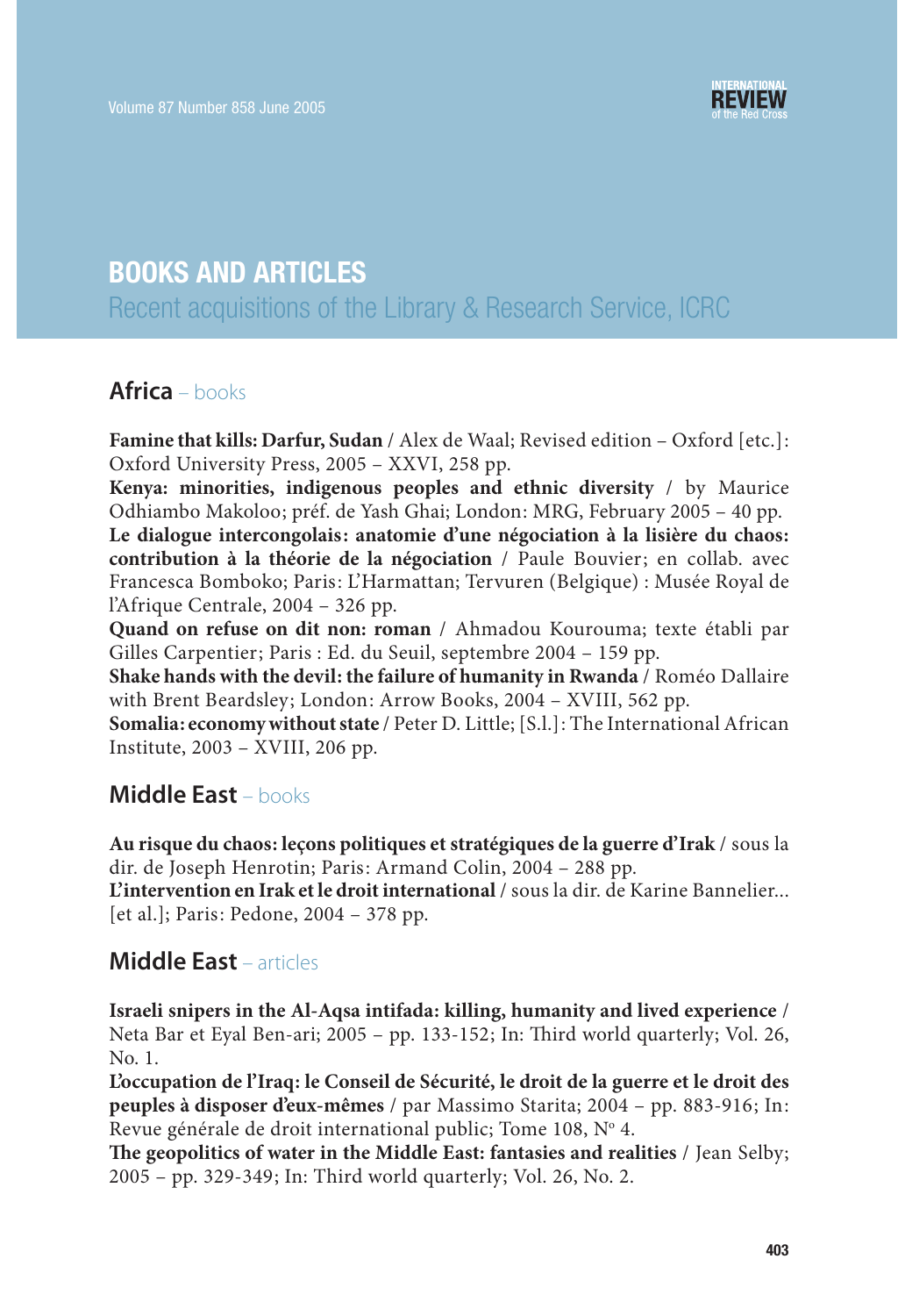# BOOKS AND ARTICLES

Recent acquisitions of the Library & Research Service, ICRC

## Africa – books

**Famine that kills: Darfur, Sudan** / Alex de Waal; Revised edition – Oxford [etc.]: Oxford University Press, 2005 – XXVI, 258 pp.

**Kenya: minorities, indigenous peoples and ethnic diversity** / by Maurice Odhiambo Makoloo; préf. de Yash Ghai; London: MRG, February 2005 – 40 pp.

**Le dialogue intercongolais: anatomie d'une négociation à la lisière du chaos: contribution à la théorie de la négociation** / Paule Bouvier; en collab. avec Francesca Bomboko; Paris: L'Harmattan; Tervuren (Belgique) : Musée Royal de l'Afrique Centrale, 2004 – 326 pp.

**Quand on refuse on dit non: roman** / Ahmadou Kourouma; texte établi par Gilles Carpentier; Paris : Ed. du Seuil, septembre 2004 – 159 pp.

**Shake hands with the devil: the failure of humanity in Rwanda** / Roméo Dallaire with Brent Beardsley; London: Arrow Books, 2004 – XVIII, 562 pp.

**Somalia: economy without state** / Peter D. Little; [S.l.]: The International African Institute, 2003 – XVIII, 206 pp.

## Middle East – books

**Au risque du chaos: leçons politiques et stratégiques de la guerre d'Irak** / sous la dir. de Joseph Henrotin; Paris: Armand Colin, 2004 – 288 pp.

**L'intervention en Irak et le droit international** / sous la dir. de Karine Bannelier... [et al.]; Paris: Pedone, 2004 – 378 pp.

## Middle East – articles

**Israeli snipers in the Al-Aqsa intifada: killing, humanity and lived experience** / Neta Bar et Eyal Ben-ari; 2005 – pp. 133-152; In: Third world quarterly; Vol. 26, No. 1.

**L'occupation de l'Iraq: le Conseil de Sécurité, le droit de la guerre et le droit des peuples à disposer d'eux-mêmes** / par Massimo Starita; 2004 – pp. 883-916; In: Revue générale de droit international public; Tome 108, N° 4.

**The geopolitics of water in the Middle East: fantasies and realities** / Jean Selby; 2005 – pp. 329-349; In: Third world quarterly; Vol. 26, No. 2.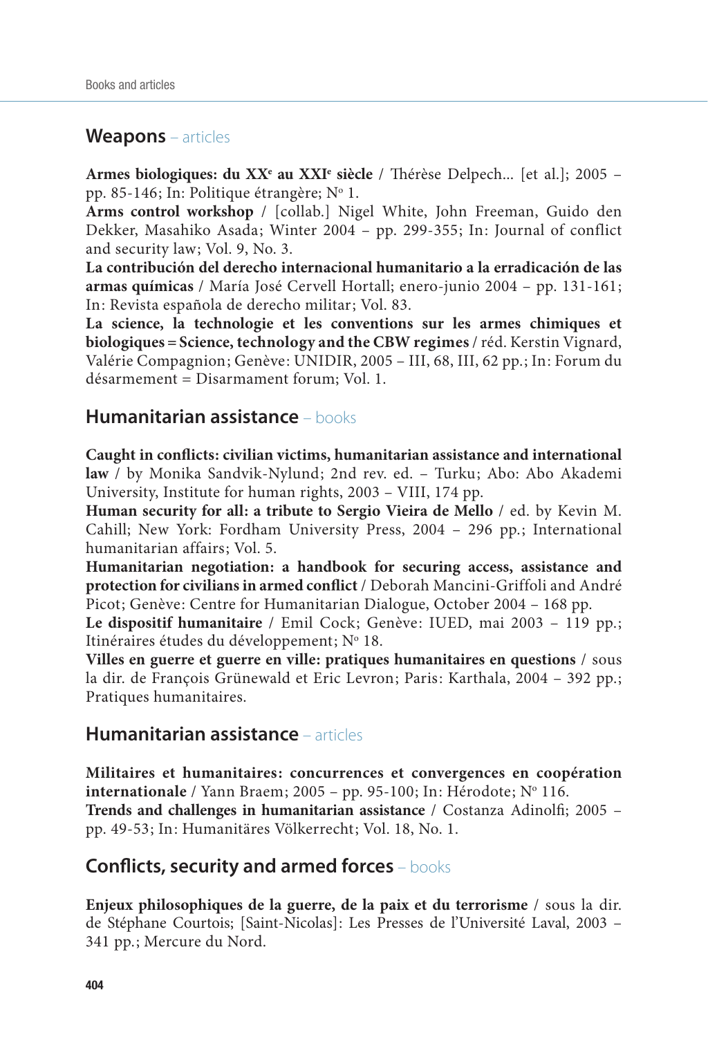## Weapons – articles

**Armes biologiques: du XX$^{e}$ au XXI$^{e}$ siècle** / Thérèse Delpech... [et al.]; 2005 – pp. 85-146; In: Politique étrangère; N° 1.
**Arms control workshop** / [collab.] Nigel White, John Freeman, Guido den Dekker, Masahiko Asada; Winter 2004 – pp. 299-355; In: Journal of conflict and security law; Vol. 9, No. 3.
**La contribución del derecho internacional humanitario a la erradicación de las armas químicas** / María José Cervell Hortall; enero-junio 2004 – pp. 131-161; In: Revista española de derecho militar; Vol. 83.
**La science, la technologie et les conventions sur les armes chimiques et biologiques = Science, technology and the CBW regimes** / réd. Kerstin Vignard, Valérie Compagnion; Genève: UNIDIR, 2005 – III, 68, III, 62 pp.; In: Forum du désarmement = Disarmament forum; Vol. 1.

## Humanitarian assistance – books

**Caught in conflicts: civilian victims, humanitarian assistance and international law** / by Monika Sandvik-Nylund; 2nd rev. ed. – Turku; Abo: Abo Akademi University, Institute for human rights, 2003 – VIII, 174 pp.
**Human security for all: a tribute to Sergio Vieira de Mello** / ed. by Kevin M. Cahill; New York: Fordham University Press, 2004 – 296 pp.; International humanitarian affairs; Vol. 5.
**Humanitarian negotiation: a handbook for securing access, assistance and protection for civilians in armed conflict** / Deborah Mancini-Griffoli and André Picot; Genève: Centre for Humanitarian Dialogue, October 2004 – 168 pp.
**Le dispositif humanitaire** / Emil Cock; Genève: IUED, mai 2003 – 119 pp.; Itinéraires études du développement; N° 18.
**Villes en guerre et guerre en ville: pratiques humanitaires en questions** / sous la dir. de François Grünewald et Eric Levron; Paris: Karthala, 2004 – 392 pp.; Pratiques humanitaires.

## Humanitarian assistance – articles

**Militaires et humanitaires: concurrences et convergences en coopération internationale** / Yann Braem; 2005 – pp. 95-100; In: Hérodote; N° 116.
**Trends and challenges in humanitarian assistance** / Costanza Adinolfi; 2005 – pp. 49-53; In: Humanitäres Völkerrecht; Vol. 18, No. 1.

## Conflicts, security and armed forces – books

**Enjeux philosophiques de la guerre, de la paix et du terrorisme** / sous la dir. de Stéphane Courtois; [Saint-Nicolas]: Les Presses de l'Université Laval, 2003 – 341 pp.; Mercure du Nord.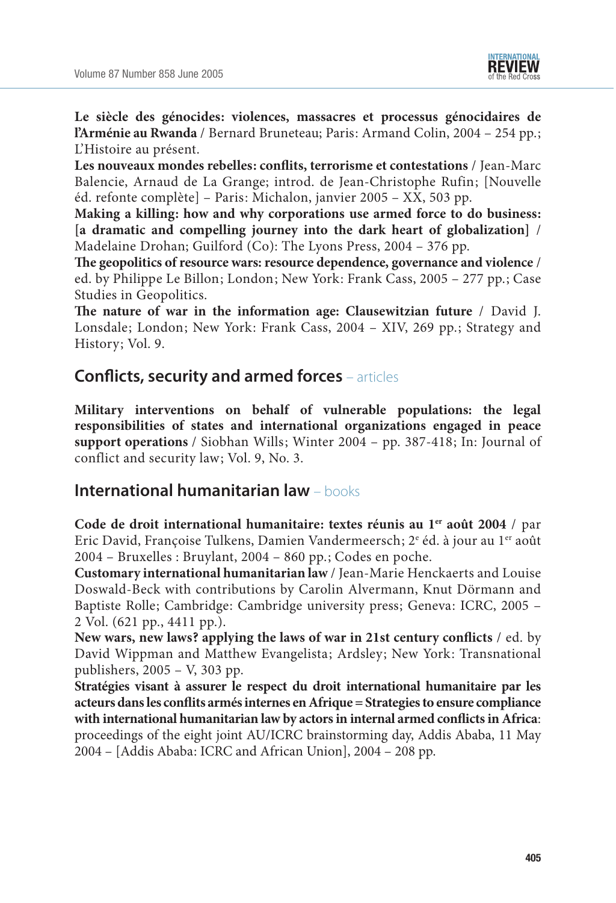**Le siècle des génocides: violences, massacres et processus génocidaires de l'Arménie au Rwanda** / Bernard Bruneteau; Paris: Armand Colin, 2004 – 254 pp.; L'Histoire au présent.

**Les nouveaux mondes rebelles: conflits, terrorisme et contestations** / Jean-Marc Balencie, Arnaud de La Grange; introd. de Jean-Christophe Rufin; [Nouvelle éd. refonte complète] – Paris: Michalon, janvier 2005 – XX, 503 pp.

**Making a killing: how and why corporations use armed force to do business: [a dramatic and compelling journey into the dark heart of globalization]** / Madelaine Drohan; Guilford (Co): The Lyons Press, 2004 – 376 pp.

**The geopolitics of resource wars: resource dependence, governance and violence** / ed. by Philippe Le Billon; London; New York: Frank Cass, 2005 – 277 pp.; Case Studies in Geopolitics.

**The nature of war in the information age: Clausewitzian future** / David J. Lonsdale; London; New York: Frank Cass, 2004 – XIV, 269 pp.; Strategy and History; Vol. 9.

## Conflicts, security and armed forces – articles

**Military interventions on behalf of vulnerable populations: the legal responsibilities of states and international organizations engaged in peace support operations** / Siobhan Wills; Winter 2004 – pp. 387-418; In: Journal of conflict and security law; Vol. 9, No. 3.

## International humanitarian law – books

**Code de droit international humanitaire: textes réunis au 1er août 2004** / par Eric David, Françoise Tulkens, Damien Vandermeersch; 2e éd. à jour au 1er août 2004 – Bruxelles : Bruylant, 2004 – 860 pp.; Codes en poche.

**Customary international humanitarian law** / Jean-Marie Henckaerts and Louise Doswald-Beck with contributions by Carolin Alvermann, Knut Dörmann and Baptiste Rolle; Cambridge: Cambridge university press; Geneva: ICRC, 2005 – 2 Vol. (621 pp., 4411 pp.).

**New wars, new laws? applying the laws of war in 21st century conflicts** / ed. by David Wippman and Matthew Evangelista; Ardsley; New York: Transnational publishers, 2005 – V, 303 pp.

**Stratégies visant à assurer le respect du droit international humanitaire par les acteurs dans les conflits armés internes en Afrique = Strategies to ensure compliance with international humanitarian law by actors in internal armed conflicts in Africa**: proceedings of the eight joint AU/ICRC brainstorming day, Addis Ababa, 11 May 2004 – [Addis Ababa: ICRC and African Union], 2004 – 208 pp.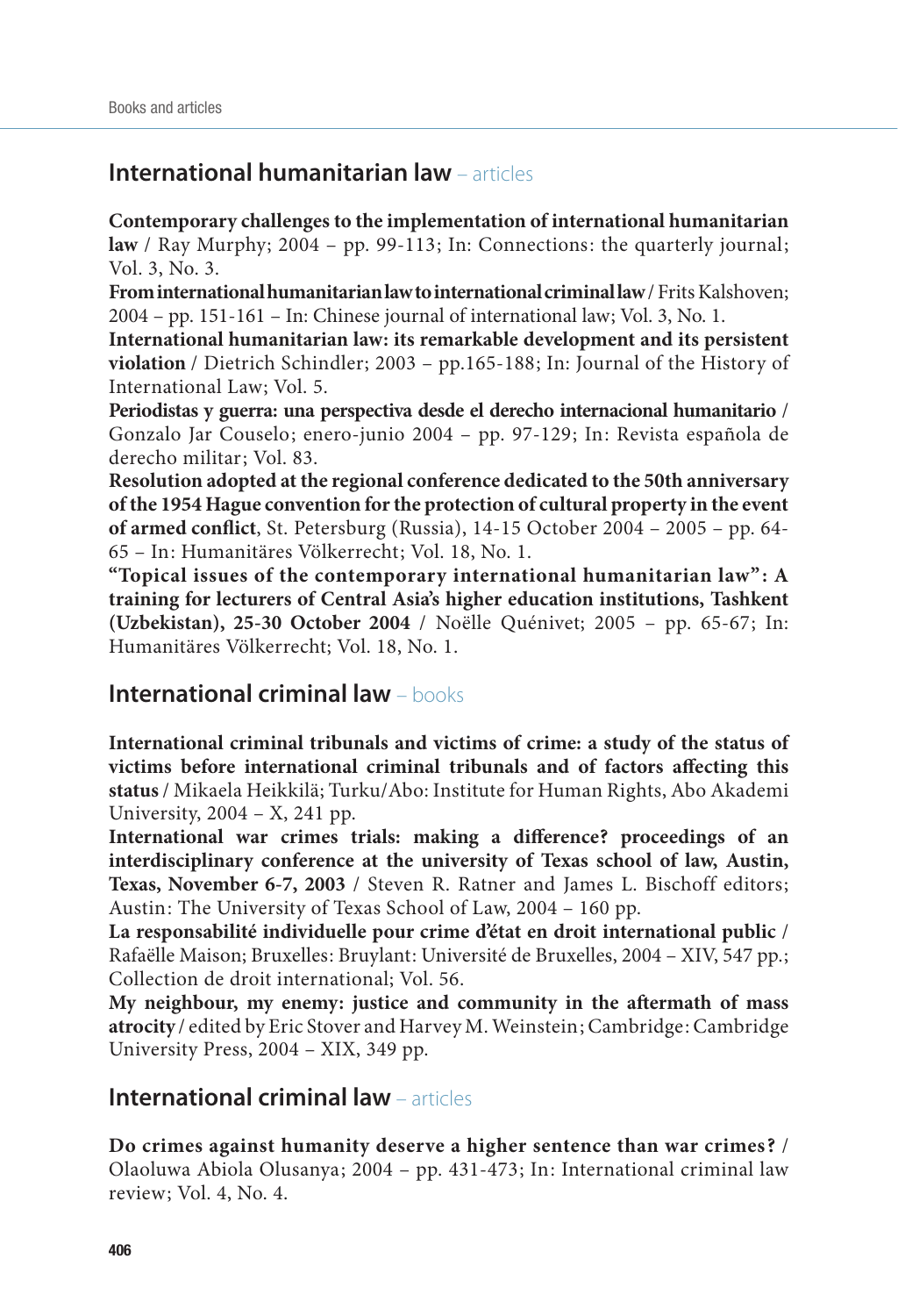## International humanitarian law – articles

**Contemporary challenges to the implementation of international humanitarian law** / Ray Murphy; 2004 – pp. 99-113; In: Connections: the quarterly journal; Vol. 3, No. 3.

**From international humanitarian law to international criminal law** / Frits Kalshoven; 2004 – pp. 151-161 – In: Chinese journal of international law; Vol. 3, No. 1.

**International humanitarian law: its remarkable development and its persistent violation** / Dietrich Schindler; 2003 – pp.165-188; In: Journal of the History of International Law; Vol. 5.

**Periodistas y guerra: una perspectiva desde el derecho internacional humanitario** / Gonzalo Jar Couselo; enero-junio 2004 – pp. 97-129; In: Revista española de derecho militar; Vol. 83.

**Resolution adopted at the regional conference dedicated to the 50th anniversary of the 1954 Hague convention for the protection of cultural property in the event of armed conflict**, St. Petersburg (Russia), 14-15 October 2004 – 2005 – pp. 64-65 – In: Humanitäres Völkerrecht; Vol. 18, No. 1.

**"Topical issues of the contemporary international humanitarian law": A training for lecturers of Central Asia's higher education institutions, Tashkent (Uzbekistan), 25-30 October 2004** / Noëlle Quénivet; 2005 – pp. 65-67; In: Humanitäres Völkerrecht; Vol. 18, No. 1.

## International criminal law – books

**International criminal tribunals and victims of crime: a study of the status of victims before international criminal tribunals and of factors affecting this status** / Mikaela Heikkilä; Turku/Abo: Institute for Human Rights, Abo Akademi University, 2004 – X, 241 pp.

**International war crimes trials: making a difference? proceedings of an interdisciplinary conference at the university of Texas school of law, Austin, Texas, November 6-7, 2003** / Steven R. Ratner and James L. Bischoff editors; Austin: The University of Texas School of Law, 2004 – 160 pp.

**La responsabilité individuelle pour crime d'état en droit international public** / Rafaëlle Maison; Bruxelles: Bruylant: Université de Bruxelles, 2004 – XIV, 547 pp.; Collection de droit international; Vol. 56.

**My neighbour, my enemy: justice and community in the aftermath of mass atrocity** / edited by Eric Stover and Harvey M. Weinstein; Cambridge: Cambridge University Press, 2004 – XIX, 349 pp.

## International criminal law – articles

**Do crimes against humanity deserve a higher sentence than war crimes?** / Olaoluwa Abiola Olusanya; 2004 – pp. 431-473; In: International criminal law review; Vol. 4, No. 4.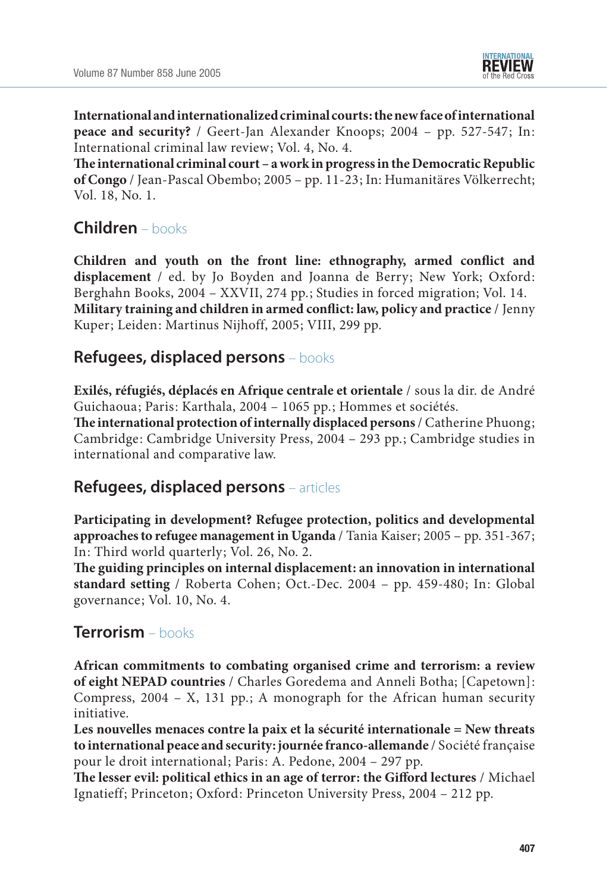**International and internationalized criminal courts: the new face of international peace and security?** / Geert-Jan Alexander Knoops; 2004 – pp. 527-547; In: International criminal law review; Vol. 4, No. 4.

**The international criminal court – a work in progress in the Democratic Republic of Congo** / Jean-Pascal Obembo; 2005 – pp. 11-23; In: Humanitäres Völkerrecht; Vol. 18, No. 1.

## Children – books

**Children and youth on the front line: ethnography, armed conflict and displacement** / ed. by Jo Boyden and Joanna de Berry; New York; Oxford: Berghahn Books, 2004 – XXVII, 274 pp.; Studies in forced migration; Vol. 14.

**Military training and children in armed conflict: law, policy and practice** / Jenny Kuper; Leiden: Martinus Nijhoff, 2005; VIII, 299 pp.

## Refugees, displaced persons – books

**Exilés, réfugiés, déplacés en Afrique centrale et orientale** / sous la dir. de André Guichaoua; Paris: Karthala, 2004 – 1065 pp.; Hommes et sociétés.

**The international protection of internally displaced persons** / Catherine Phuong; Cambridge: Cambridge University Press, 2004 – 293 pp.; Cambridge studies in international and comparative law.

## Refugees, displaced persons – articles

**Participating in development? Refugee protection, politics and developmental approaches to refugee management in Uganda** / Tania Kaiser; 2005 – pp. 351-367; In: Third world quarterly; Vol. 26, No. 2.

**The guiding principles on internal displacement: an innovation in international standard setting** / Roberta Cohen; Oct.-Dec. 2004 – pp. 459-480; In: Global governance; Vol. 10, No. 4.

## Terrorism – books

**African commitments to combating organised crime and terrorism: a review of eight NEPAD countries** / Charles Goredema and Anneli Botha; [Capetown]: Compress, 2004 – X, 131 pp.; A monograph for the African human security initiative.

**Les nouvelles menaces contre la paix et la sécurité internationale = New threats to international peace and security: journée franco-allemande** / Société française pour le droit international; Paris: A. Pedone, 2004 – 297 pp.

**The lesser evil: political ethics in an age of terror: the Gifford lectures** / Michael Ignatieff; Princeton; Oxford: Princeton University Press, 2004 – 212 pp.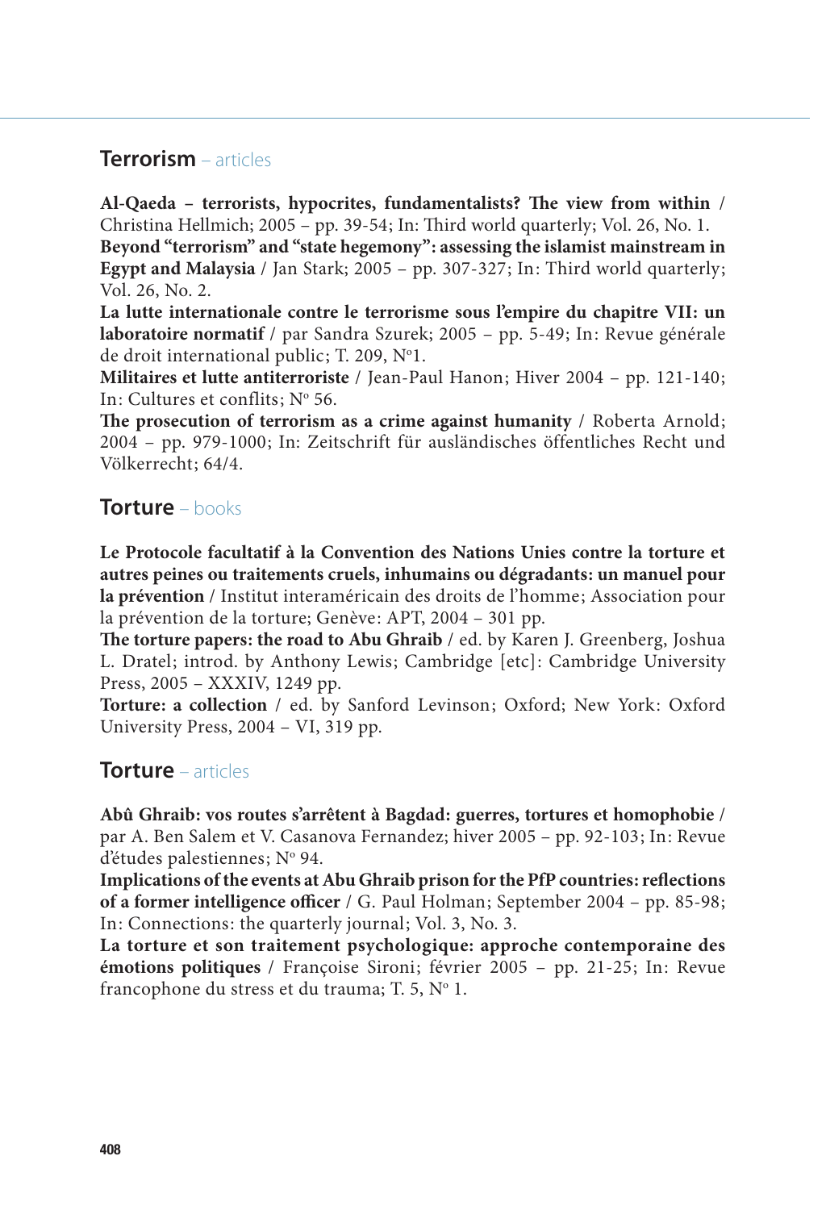## Terrorism – articles

**Al-Qaeda – terrorists, hypocrites, fundamentalists? The view from within** / Christina Hellmich; 2005 – pp. 39-54; In: Third world quarterly; Vol. 26, No. 1.
**Beyond "terrorism" and "state hegemony": assessing the islamist mainstream in Egypt and Malaysia** / Jan Stark; 2005 – pp. 307-327; In: Third world quarterly; Vol. 26, No. 2.
**La lutte internationale contre le terrorisme sous l'empire du chapitre VII: un laboratoire normatif** / par Sandra Szurek; 2005 – pp. 5-49; In: Revue générale de droit international public; T. 209, N°1.
**Militaires et lutte antiterroriste** / Jean-Paul Hanon; Hiver 2004 – pp. 121-140; In: Cultures et conflits; N° 56.
**The prosecution of terrorism as a crime against humanity** / Roberta Arnold; 2004 – pp. 979-1000; In: Zeitschrift für ausländisches öffentliches Recht und Völkerrecht; 64/4.

## Torture – books

**Le Protocole facultatif à la Convention des Nations Unies contre la torture et autres peines ou traitements cruels, inhumains ou dégradants: un manuel pour la prévention** / Institut interaméricain des droits de l'homme; Association pour la prévention de la torture; Genève: APT, 2004 – 301 pp.
**The torture papers: the road to Abu Ghraib** / ed. by Karen J. Greenberg, Joshua L. Dratel; introd. by Anthony Lewis; Cambridge [etc]: Cambridge University Press, 2005 – XXXIV, 1249 pp.
**Torture: a collection** / ed. by Sanford Levinson; Oxford; New York: Oxford University Press, 2004 – VI, 319 pp.

## Torture – articles

**Abû Ghraib: vos routes s'arrêtent à Bagdad: guerres, tortures et homophobie** / par A. Ben Salem et V. Casanova Fernandez; hiver 2005 – pp. 92-103; In: Revue d'études palestiennes; N° 94.
**Implications of the events at Abu Ghraib prison for the PfP countries: reflections of a former intelligence officer** / G. Paul Holman; September 2004 – pp. 85-98; In: Connections: the quarterly journal; Vol. 3, No. 3.
**La torture et son traitement psychologique: approche contemporaine des émotions politiques** / Françoise Sironi; février 2005 – pp. 21-25; In: Revue francophone du stress et du trauma; T. 5, N° 1.